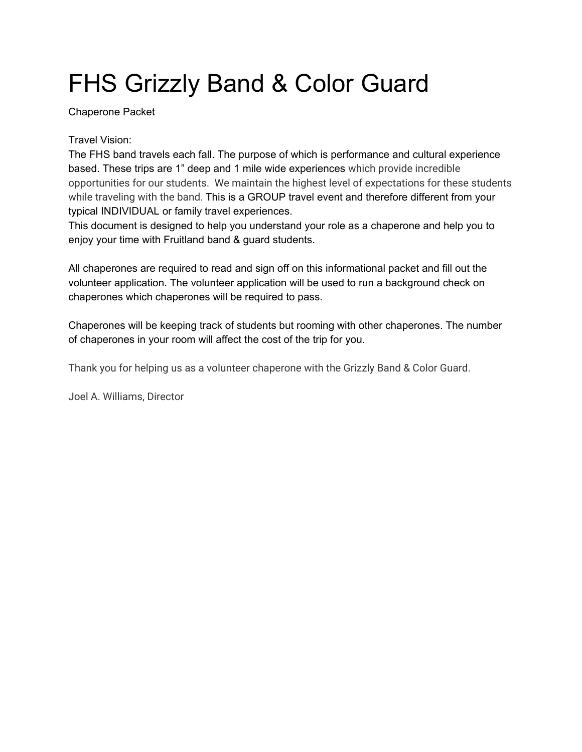# FHS Grizzly Band & Color Guard

Chaperone Packet

Travel Vision:
The FHS band travels each fall. The purpose of which is performance and cultural experience based. These trips are 1” deep and 1 mile wide experiences which provide incredible opportunities for our students. We maintain the highest level of expectations for these students while traveling with the band. This is a GROUP travel event and therefore different from your typical INDIVIDUAL or family travel experiences.
This document is designed to help you understand your role as a chaperone and help you to enjoy your time with Fruitland band & guard students.

All chaperones are required to read and sign off on this informational packet and fill out the volunteer application. The volunteer application will be used to run a background check on chaperones which chaperones will be required to pass.

Chaperones will be keeping track of students but rooming with other chaperones. The number of chaperones in your room will affect the cost of the trip for you.

Thank you for helping us as a volunteer chaperone with the Grizzly Band & Color Guard.

Joel A. Williams, Director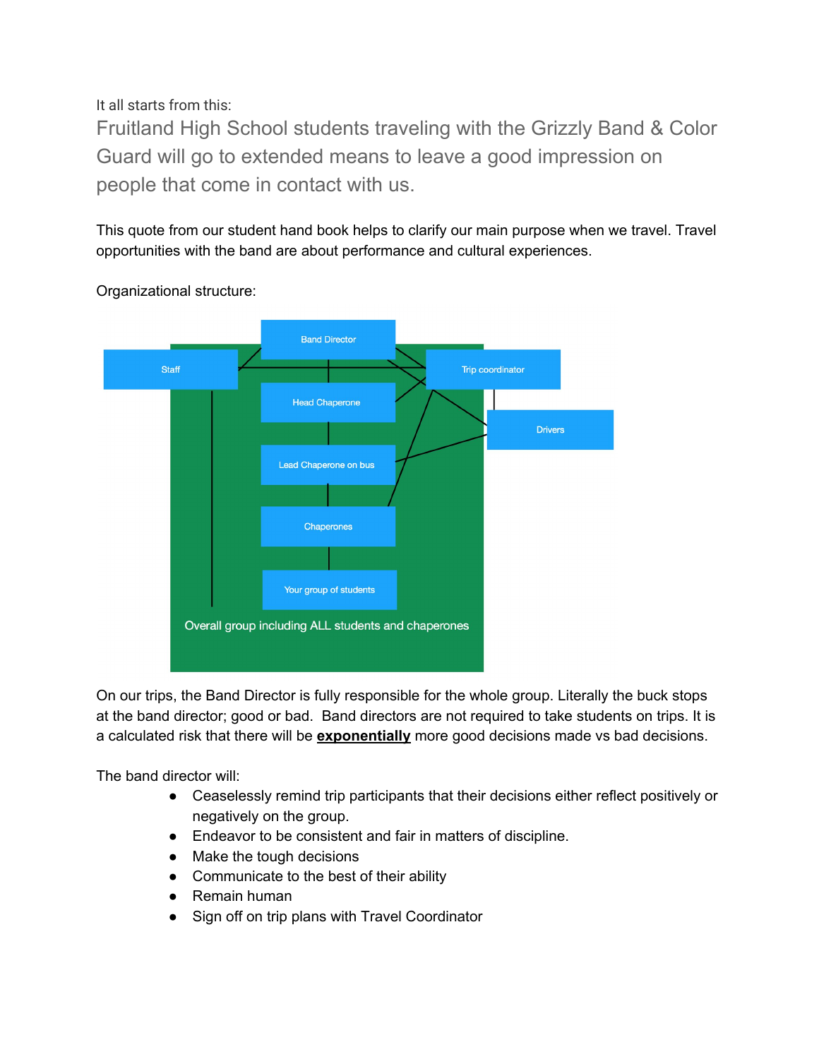It all starts from this:

Fruitland High School students traveling with the Grizzly Band & Color Guard will go to extended means to leave a good impression on people that come in contact with us.

This quote from our student hand book helps to clarify our main purpose when we travel. Travel opportunities with the band are about performance and cultural experiences.

Organizational structure:

Band Director

Staff

Trip coordinator

Head Chaperone

Drivers

Lead Chaperone on bus

Chaperones

Your group of students

Overall group including ALL students and chaperones

On our trips, the Band Director is fully responsible for the whole group. Literally the buck stops at the band director; good or bad. Band directors are not required to take students on trips. It is a calculated risk that there will be **exponentially** more good decisions made vs bad decisions.

The band director will:

- Ceaselessly remind trip participants that their decisions either reflect positively or negatively on the group.
- Endeavor to be consistent and fair in matters of discipline.
- Make the tough decisions
- Communicate to the best of their ability
- Remain human
- Sign off on trip plans with Travel Coordinator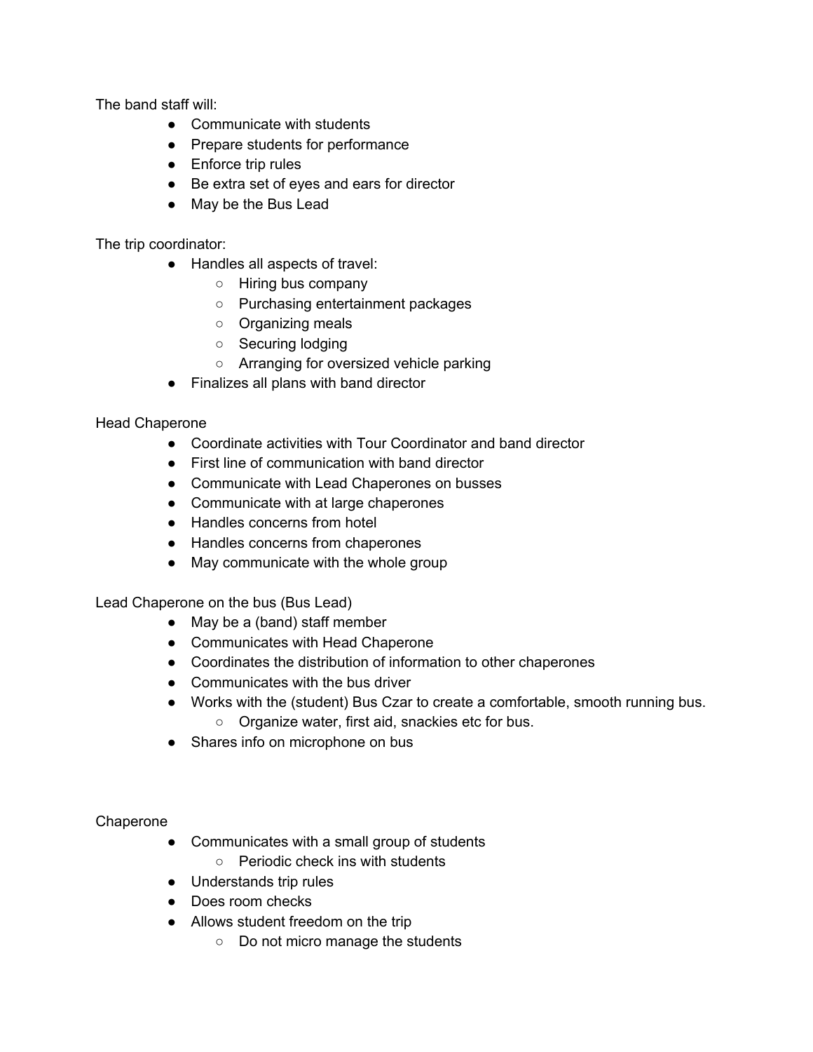The band staff will:

- Communicate with students
- Prepare students for performance
- Enforce trip rules
- Be extra set of eyes and ears for director
- May be the Bus Lead

The trip coordinator:

- Handles all aspects of travel:
    - Hiring bus company
    - Purchasing entertainment packages
    - Organizing meals
    - Securing lodging
    - Arranging for oversized vehicle parking
- Finalizes all plans with band director

Head Chaperone

- Coordinate activities with Tour Coordinator and band director
- First line of communication with band director
- Communicate with Lead Chaperones on busses
- Communicate with at large chaperones
- Handles concerns from hotel
- Handles concerns from chaperones
- May communicate with the whole group

Lead Chaperone on the bus (Bus Lead)

- May be a (band) staff member
- Communicates with Head Chaperone
- Coordinates the distribution of information to other chaperones
- Communicates with the bus driver
- Works with the (student) Bus Czar to create a comfortable, smooth running bus.
    - Organize water, first aid, snackies etc for bus.
- Shares info on microphone on bus

Chaperone

- Communicates with a small group of students
    - Periodic check ins with students
- Understands trip rules
- Does room checks
- Allows student freedom on the trip
    - Do not micro manage the students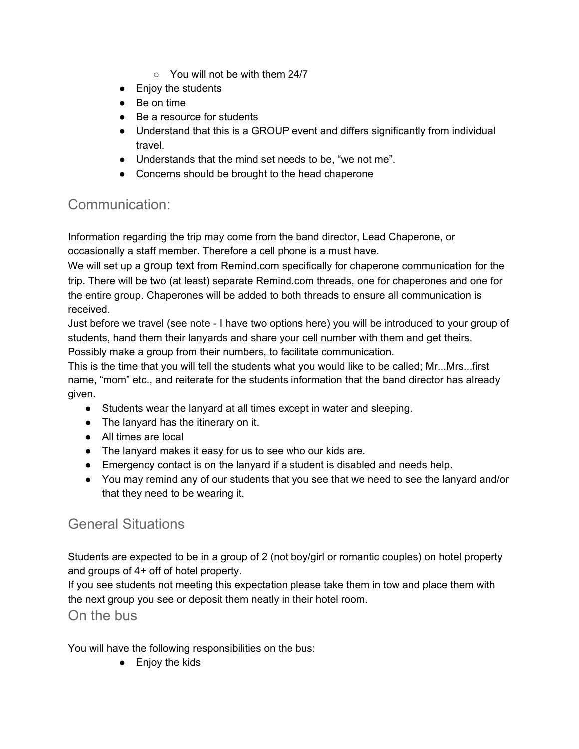- You will not be with them 24/7
- Enjoy the students
- Be on time
- Be a resource for students
- Understand that this is a GROUP event and differs significantly from individual travel.
- Understands that the mind set needs to be, "we not me".
- Concerns should be brought to the head chaperone

## Communication:

Information regarding the trip may come from the band director, Lead Chaperone, or occasionally a staff member. Therefore a cell phone is a must have.

We will set up a group text from Remind.com specifically for chaperone communication for the trip. There will be two (at least) separate Remind.com threads, one for chaperones and one for the entire group. Chaperones will be added to both threads to ensure all communication is received.

Just before we travel (see note - I have two options here) you will be introduced to your group of students, hand them their lanyards and share your cell number with them and get theirs. Possibly make a group from their numbers, to facilitate communication.

This is the time that you will tell the students what you would like to be called; Mr...Mrs...first name, "mom" etc., and reiterate for the students information that the band director has already given.

- Students wear the lanyard at all times except in water and sleeping.
- The lanyard has the itinerary on it.
- All times are local
- The lanyard makes it easy for us to see who our kids are.
- Emergency contact is on the lanyard if a student is disabled and needs help.
- You may remind any of our students that you see that we need to see the lanyard and/or that they need to be wearing it.

## General Situations

Students are expected to be in a group of 2 (not boy/girl or romantic couples) on hotel property and groups of 4+ off of hotel property.

If you see students not meeting this expectation please take them in tow and place them with the next group you see or deposit them neatly in their hotel room.

## On the bus

You will have the following responsibilities on the bus:

- Enjoy the kids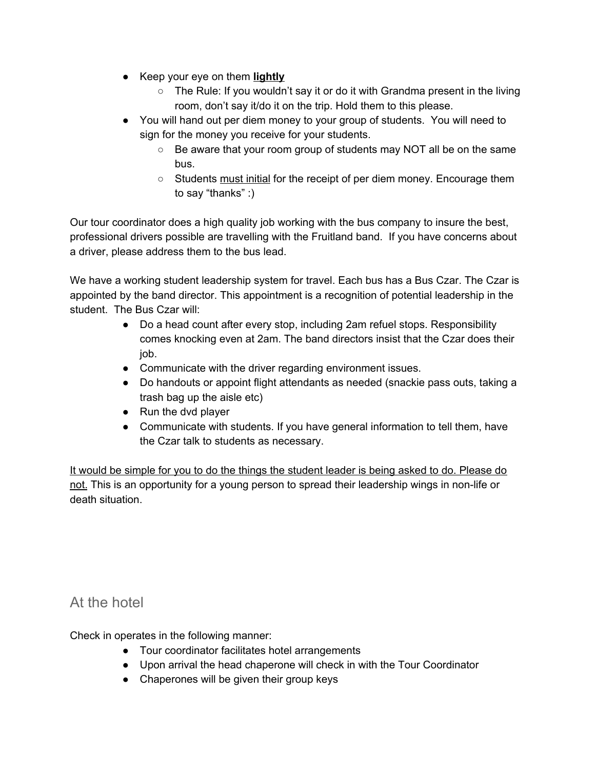- Keep your eye on them **lightly**
  - The Rule: If you wouldn't say it or do it with Grandma present in the living room, don't say it/do it on the trip. Hold them to this please.
- You will hand out per diem money to your group of students. You will need to sign for the money you receive for your students.
  - Be aware that your room group of students may NOT all be on the same bus.
  - Students must initial for the receipt of per diem money. Encourage them to say "thanks" :)

Our tour coordinator does a high quality job working with the bus company to insure the best, professional drivers possible are travelling with the Fruitland band. If you have concerns about a driver, please address them to the bus lead.

We have a working student leadership system for travel. Each bus has a Bus Czar. The Czar is appointed by the band director. This appointment is a recognition of potential leadership in the student. The Bus Czar will:

- Do a head count after every stop, including 2am refuel stops. Responsibility comes knocking even at 2am. The band directors insist that the Czar does their job.
- Communicate with the driver regarding environment issues.
- Do handouts or appoint flight attendants as needed (snackie pass outs, taking a trash bag up the aisle etc)
- Run the dvd player
- Communicate with students. If you have general information to tell them, have the Czar talk to students as necessary.

It would be simple for you to do the things the student leader is being asked to do. Please do not. This is an opportunity for a young person to spread their leadership wings in non-life or death situation.

## At the hotel

Check in operates in the following manner:

- Tour coordinator facilitates hotel arrangements
- Upon arrival the head chaperone will check in with the Tour Coordinator
- Chaperones will be given their group keys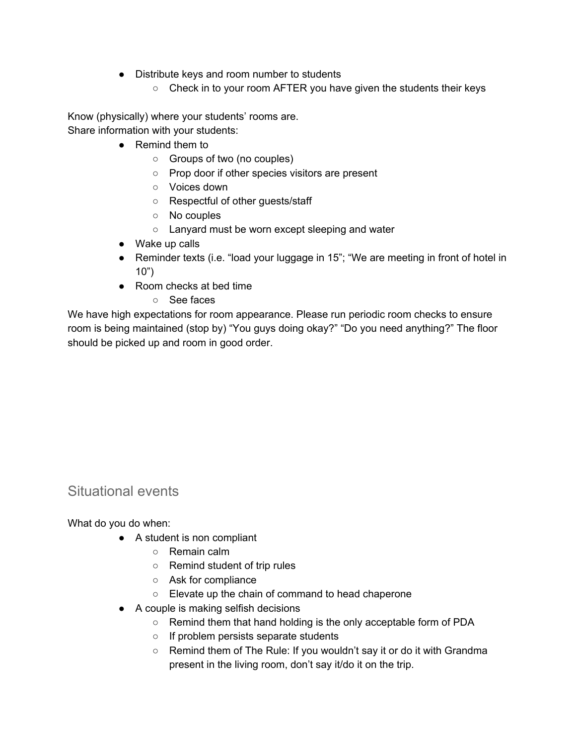- Distribute keys and room number to students
    - Check in to your room AFTER you have given the students their keys

Know (physically) where your students' rooms are.
Share information with your students:

- Remind them to
    - Groups of two (no couples)
    - Prop door if other species visitors are present
    - Voices down
    - Respectful of other guests/staff
    - No couples
    - Lanyard must be worn except sleeping and water
- Wake up calls
- Reminder texts (i.e. "load your luggage in 15"; "We are meeting in front of hotel in 10")
- Room checks at bed time
    - See faces

We have high expectations for room appearance. Please run periodic room checks to ensure room is being maintained (stop by) "You guys doing okay?" "Do you need anything?" The floor should be picked up and room in good order.

## Situational events

What do you do when:

- A student is non compliant
    - Remain calm
    - Remind student of trip rules
    - Ask for compliance
    - Elevate up the chain of command to head chaperone
- A couple is making selfish decisions
    - Remind them that hand holding is the only acceptable form of PDA
    - If problem persists separate students
    - Remind them of The Rule: If you wouldn't say it or do it with Grandma present in the living room, don't say it/do it on the trip.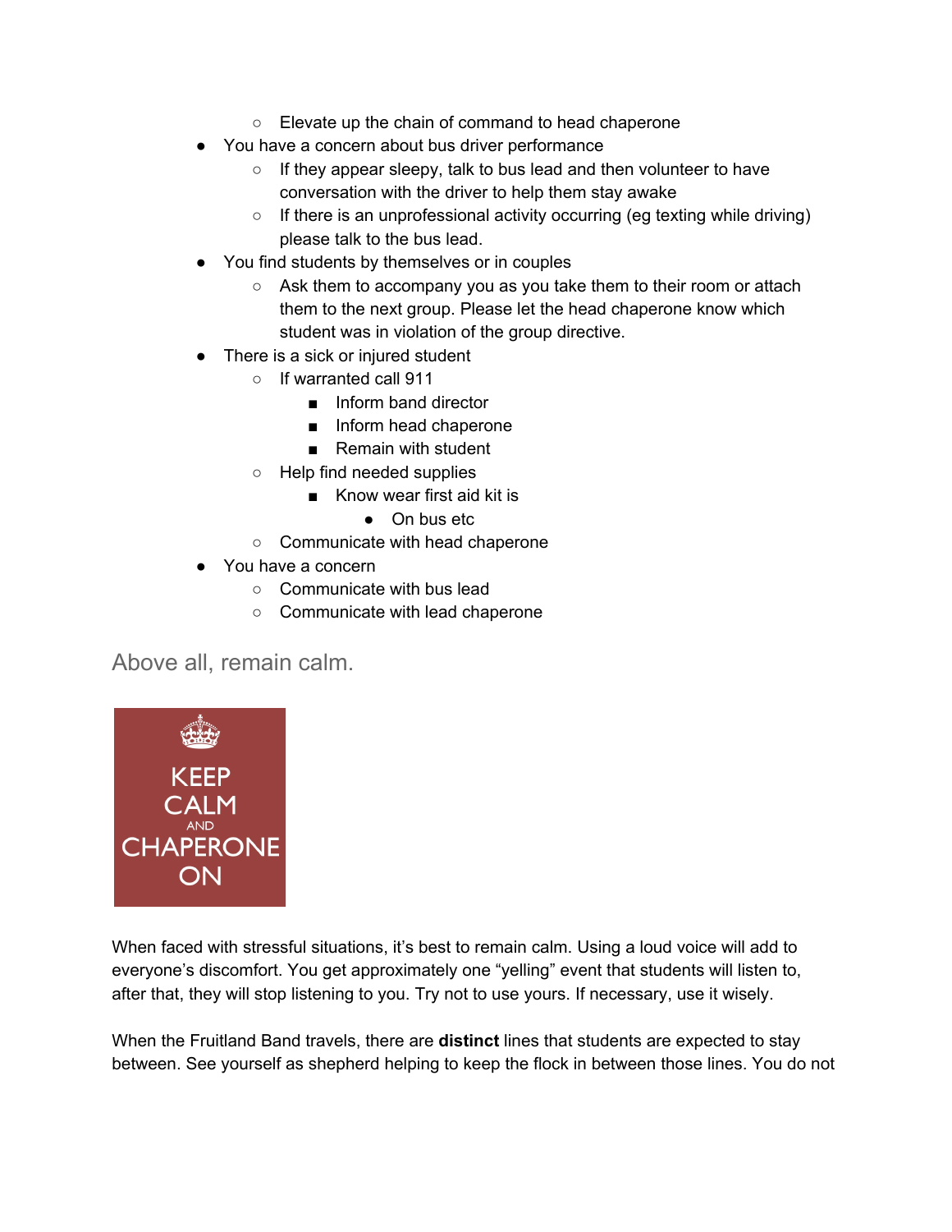- Elevate up the chain of command to head chaperone
- You have a concern about bus driver performance
    - If they appear sleepy, talk to bus lead and then volunteer to have conversation with the driver to help them stay awake
    - If there is an unprofessional activity occurring (eg texting while driving) please talk to the bus lead.
- You find students by themselves or in couples
    - Ask them to accompany you as you take them to their room or attach them to the next group. Please let the head chaperone know which student was in violation of the group directive.
- There is a sick or injured student
    - If warranted call 911
        - Inform band director
        - Inform head chaperone
        - Remain with student
    - Help find needed supplies
        - Know wear first aid kit is
            - On bus etc
    - Communicate with head chaperone
- You have a concern
    - Communicate with bus lead
    - Communicate with lead chaperone

## Above all, remain calm.

KEEP CALM AND CHAPERONE ON

When faced with stressful situations, it's best to remain calm. Using a loud voice will add to everyone's discomfort. You get approximately one "yelling" event that students will listen to, after that, they will stop listening to you. Try not to use yours. If necessary, use it wisely.

When the Fruitland Band travels, there are **distinct** lines that students are expected to stay between. See yourself as shepherd helping to keep the flock in between those lines. You do not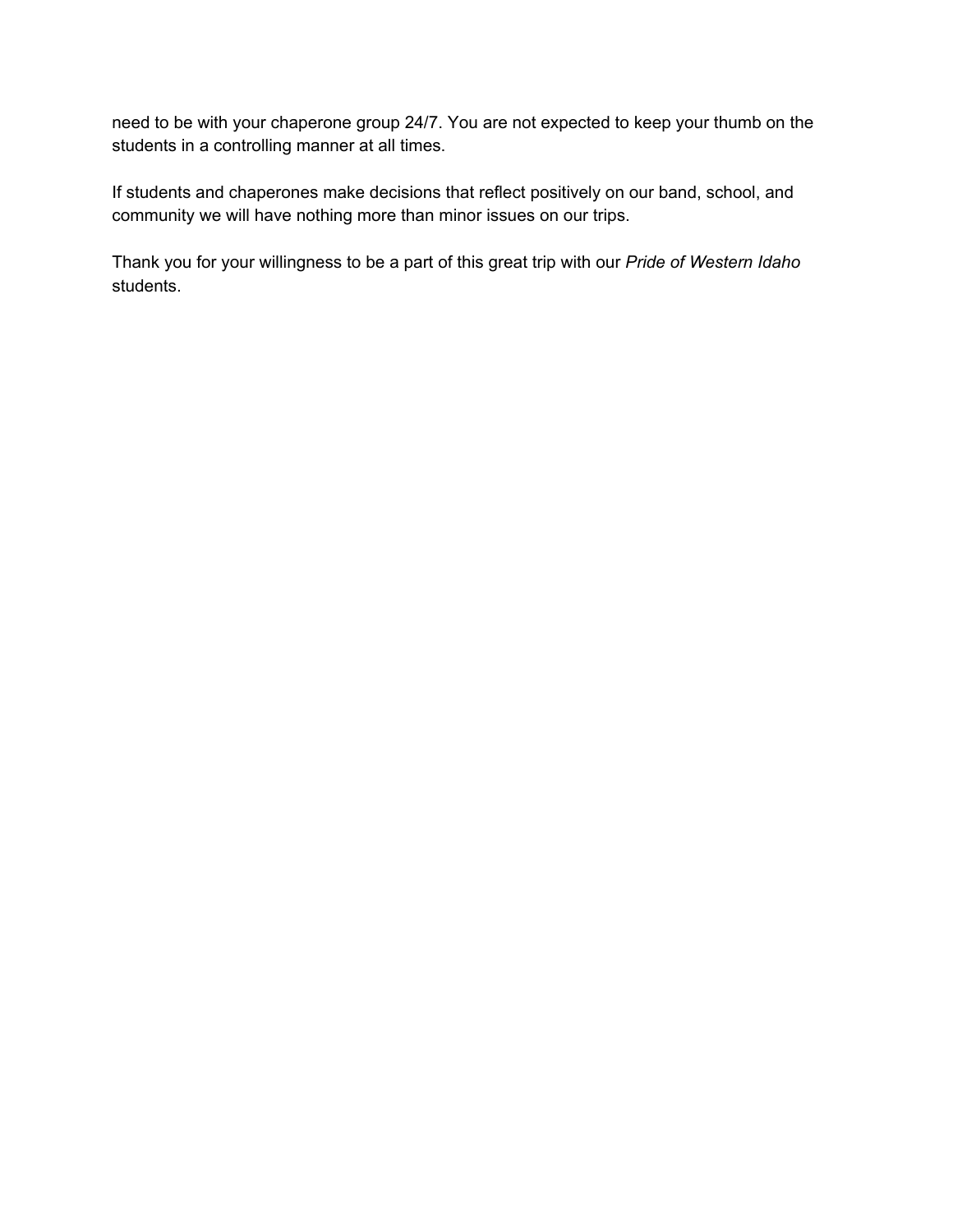need to be with your chaperone group 24/7. You are not expected to keep your thumb on the students in a controlling manner at all times.

If students and chaperones make decisions that reflect positively on our band, school, and community we will have nothing more than minor issues on our trips.

Thank you for your willingness to be a part of this great trip with our *Pride of Western Idaho* students.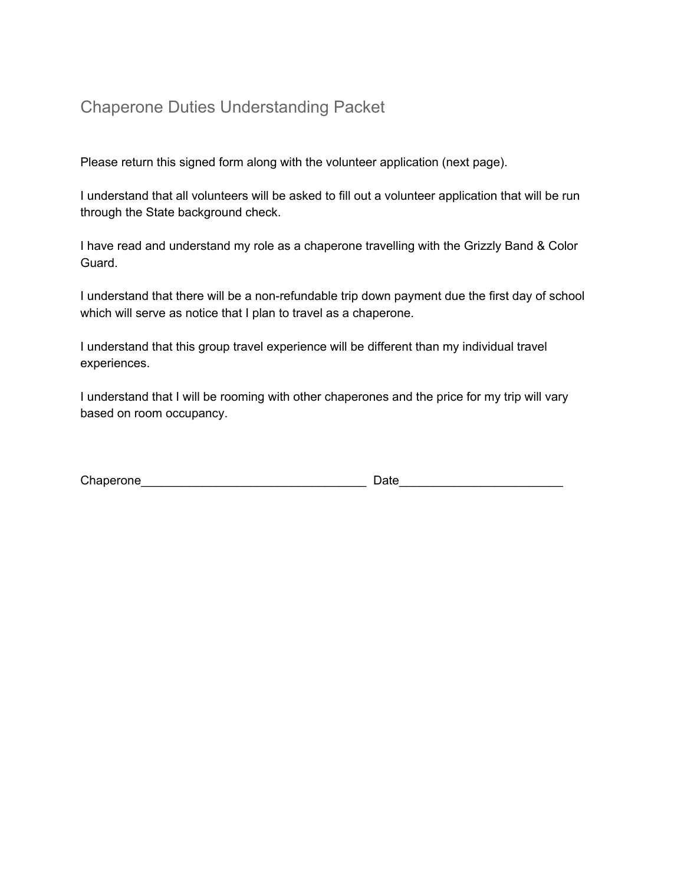# Chaperone Duties Understanding Packet

Please return this signed form along with the volunteer application (next page).

I understand that all volunteers will be asked to fill out a volunteer application that will be run through the State background check.

I have read and understand my role as a chaperone travelling with the Grizzly Band & Color Guard.

I understand that there will be a non-refundable trip down payment due the first day of school which will serve as notice that I plan to travel as a chaperone.

I understand that this group travel experience will be different than my individual travel experiences.

I understand that I will be rooming with other chaperones and the price for my trip will vary based on room occupancy.

Chaperone__________________________________ Date________________________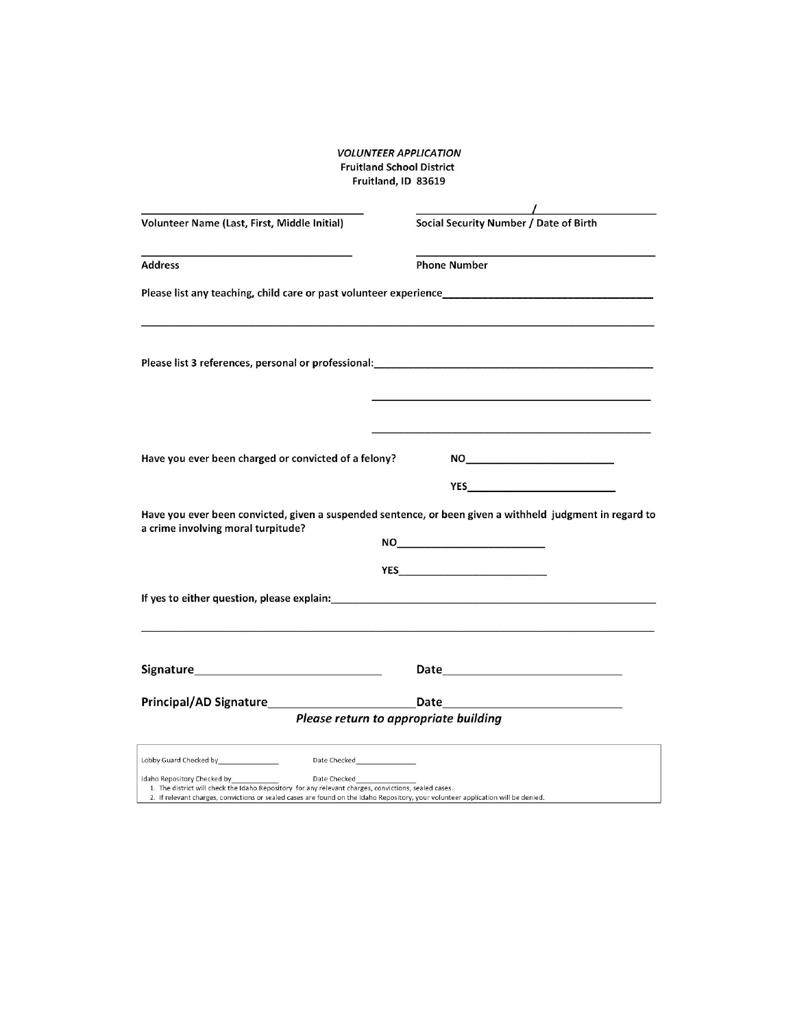*VOLUNTEER APPLICATION*
**Fruitland School District**
**Fruitland, ID 83619**

| | |
|---|---|
| ______________________________ | ________________ / ________________ |
| **Volunteer Name (Last, First, Middle Initial)** | **Social Security Number / Date of Birth** |
| ______________________________ | ______________________________ |
| **Address** | **Phone Number** |

**Please list any teaching, child care or past volunteer experience**______________________________

__________________________________________________________________________

**Please list 3 references, personal or professional:**______________________________

______________________________

______________________________

**Have you ever been charged or convicted of a felony?** **NO**____________________

**YES**____________________

**Have you ever been convicted, given a suspended sentence, or been given a withheld judgment in regard to a crime involving moral turpitude?**

**NO**____________________

**YES**____________________

**If yes to either question, please explain:**______________________________

__________________________________________________________________________

**Signature**____________________ **Date**____________________

**Principal/AD Signature**____________________ **Date**____________________

***Please return to appropriate building***

---

Lobby Guard Checked by______________ Date Checked______________

Idaho Repository Checked by______________ Date Checked______________

1. The district will check the Idaho Repository for any relevant charges, convictions, sealed cases.
2. If relevant charges, convictions or sealed cases are found on the Idaho Repository, your volunteer application will be denied.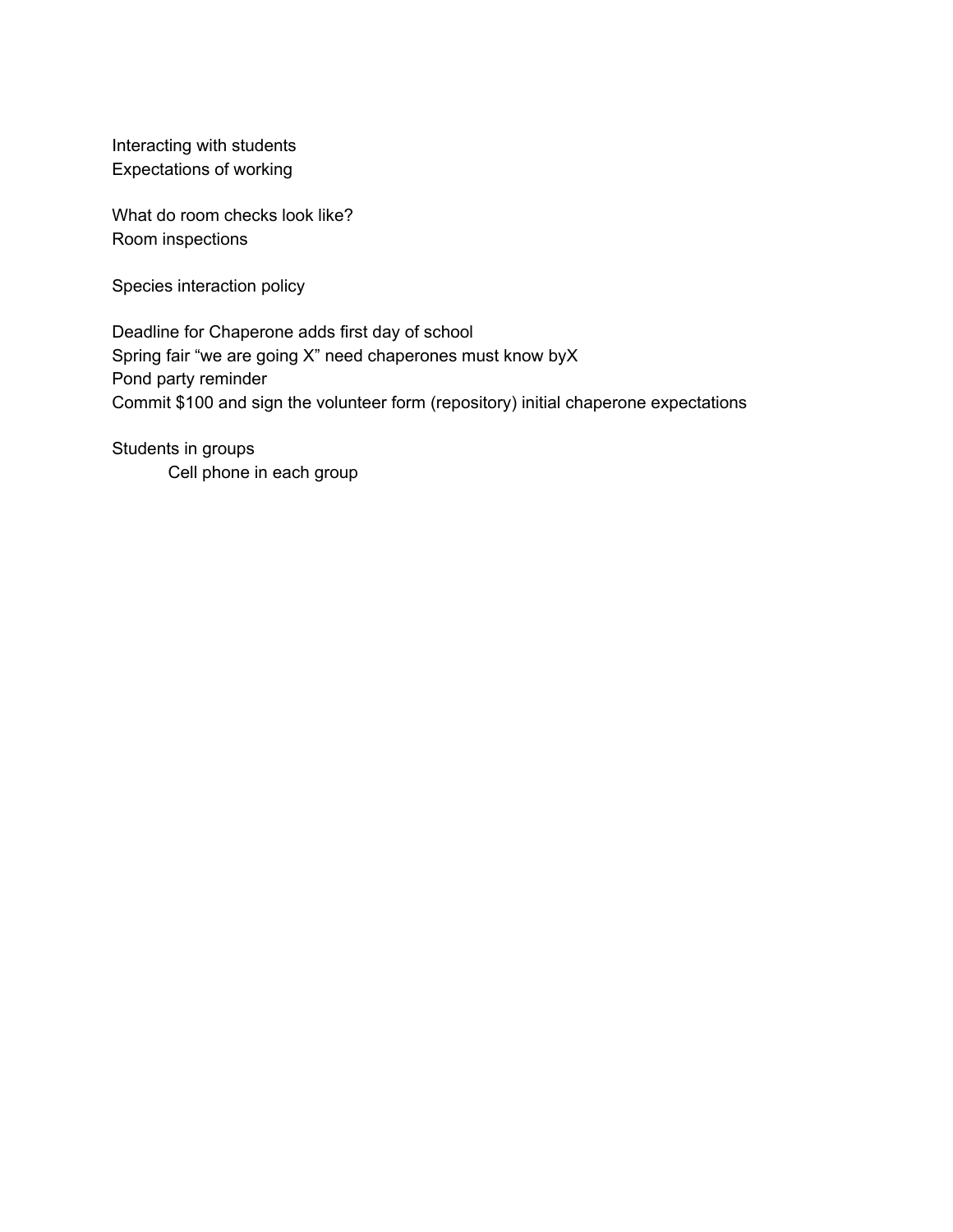Interacting with students
Expectations of working

What do room checks look like?
Room inspections

Species interaction policy

Deadline for Chaperone adds first day of school
Spring fair "we are going X" need chaperones must know byX
Pond party reminder
Commit $100 and sign the volunteer form (repository) initial chaperone expectations

Students in groups
- Cell phone in each group